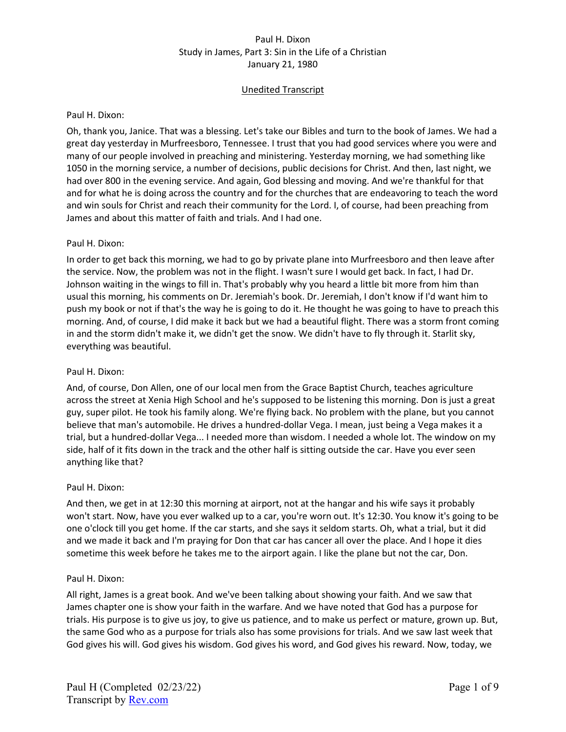Paul H. Dixon
Study in James, Part 3: Sin in the Life of a Christian
January 21, 1980

Unedited Transcript

Paul H. Dixon:

Oh, thank you, Janice. That was a blessing. Let's take our Bibles and turn to the book of James. We had a great day yesterday in Murfreesboro, Tennessee. I trust that you had good services where you were and many of our people involved in preaching and ministering. Yesterday morning, we had something like 1050 in the morning service, a number of decisions, public decisions for Christ. And then, last night, we had over 800 in the evening service. And again, God blessing and moving. And we're thankful for that and for what he is doing across the country and for the churches that are endeavoring to teach the word and win souls for Christ and reach their community for the Lord. I, of course, had been preaching from James and about this matter of faith and trials. And I had one.

Paul H. Dixon:

In order to get back this morning, we had to go by private plane into Murfreesboro and then leave after the service. Now, the problem was not in the flight. I wasn't sure I would get back. In fact, I had Dr. Johnson waiting in the wings to fill in. That's probably why you heard a little bit more from him than usual this morning, his comments on Dr. Jeremiah's book. Dr. Jeremiah, I don't know if I'd want him to push my book or not if that's the way he is going to do it. He thought he was going to have to preach this morning. And, of course, I did make it back but we had a beautiful flight. There was a storm front coming in and the storm didn't make it, we didn't get the snow. We didn't have to fly through it. Starlit sky, everything was beautiful.

Paul H. Dixon:

And, of course, Don Allen, one of our local men from the Grace Baptist Church, teaches agriculture across the street at Xenia High School and he's supposed to be listening this morning. Don is just a great guy, super pilot. He took his family along. We're flying back. No problem with the plane, but you cannot believe that man's automobile. He drives a hundred-dollar Vega. I mean, just being a Vega makes it a trial, but a hundred-dollar Vega... I needed more than wisdom. I needed a whole lot. The window on my side, half of it fits down in the track and the other half is sitting outside the car. Have you ever seen anything like that?

Paul H. Dixon:

And then, we get in at 12:30 this morning at airport, not at the hangar and his wife says it probably won't start. Now, have you ever walked up to a car, you're worn out. It's 12:30. You know it's going to be one o'clock till you get home. If the car starts, and she says it seldom starts. Oh, what a trial, but it did and we made it back and I'm praying for Don that car has cancer all over the place. And I hope it dies sometime this week before he takes me to the airport again. I like the plane but not the car, Don.

Paul H. Dixon:

All right, James is a great book. And we've been talking about showing your faith. And we saw that James chapter one is show your faith in the warfare. And we have noted that God has a purpose for trials. His purpose is to give us joy, to give us patience, and to make us perfect or mature, grown up. But, the same God who as a purpose for trials also has some provisions for trials. And we saw last week that God gives his will. God gives his wisdom. God gives his word, and God gives his reward. Now, today, we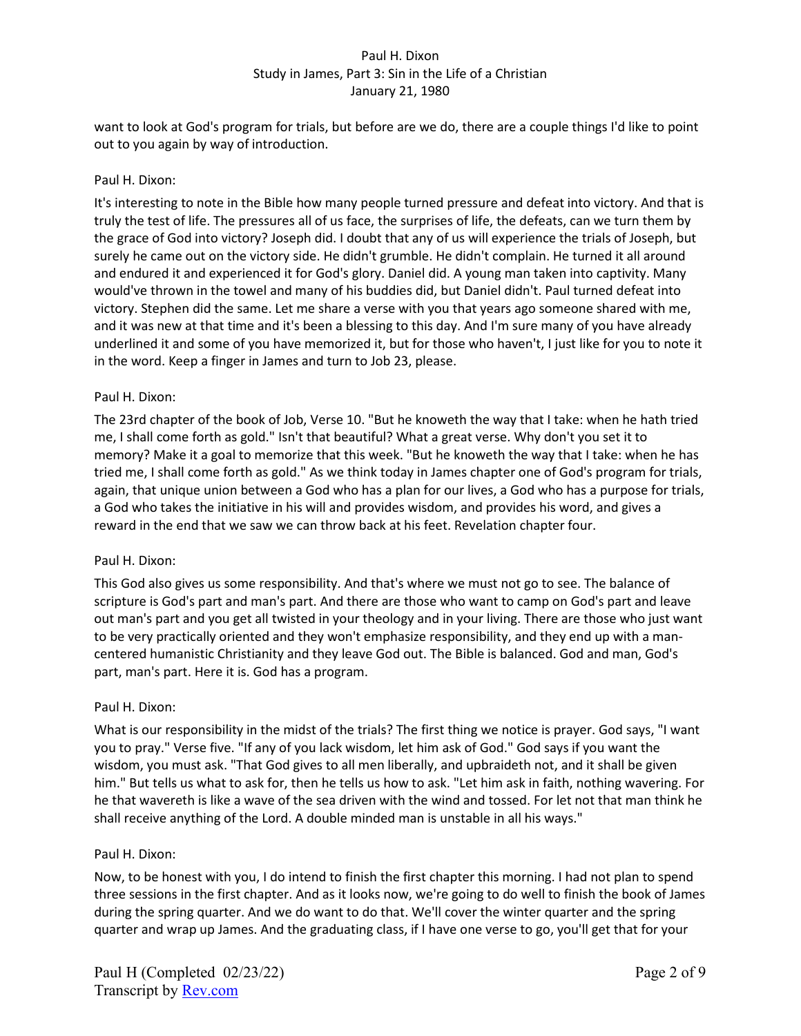want to look at God's program for trials, but before are we do, there are a couple things I'd like to point out to you again by way of introduction.

Paul H. Dixon:

It's interesting to note in the Bible how many people turned pressure and defeat into victory. And that is truly the test of life. The pressures all of us face, the surprises of life, the defeats, can we turn them by the grace of God into victory? Joseph did. I doubt that any of us will experience the trials of Joseph, but surely he came out on the victory side. He didn't grumble. He didn't complain. He turned it all around and endured it and experienced it for God's glory. Daniel did. A young man taken into captivity. Many would've thrown in the towel and many of his buddies did, but Daniel didn't. Paul turned defeat into victory. Stephen did the same. Let me share a verse with you that years ago someone shared with me, and it was new at that time and it's been a blessing to this day. And I'm sure many of you have already underlined it and some of you have memorized it, but for those who haven't, I just like for you to note it in the word. Keep a finger in James and turn to Job 23, please.

Paul H. Dixon:

The 23rd chapter of the book of Job, Verse 10. "But he knoweth the way that I take: when he hath tried me, I shall come forth as gold." Isn't that beautiful? What a great verse. Why don't you set it to memory? Make it a goal to memorize that this week. "But he knoweth the way that I take: when he has tried me, I shall come forth as gold." As we think today in James chapter one of God's program for trials, again, that unique union between a God who has a plan for our lives, a God who has a purpose for trials, a God who takes the initiative in his will and provides wisdom, and provides his word, and gives a reward in the end that we saw we can throw back at his feet. Revelation chapter four.

Paul H. Dixon:

This God also gives us some responsibility. And that's where we must not go to see. The balance of scripture is God's part and man's part. And there are those who want to camp on God's part and leave out man's part and you get all twisted in your theology and in your living. There are those who just want to be very practically oriented and they won't emphasize responsibility, and they end up with a man-centered humanistic Christianity and they leave God out. The Bible is balanced. God and man, God's part, man's part. Here it is. God has a program.

Paul H. Dixon:

What is our responsibility in the midst of the trials? The first thing we notice is prayer. God says, "I want you to pray." Verse five. "If any of you lack wisdom, let him ask of God." God says if you want the wisdom, you must ask. "That God gives to all men liberally, and upbraideth not, and it shall be given him." But tells us what to ask for, then he tells us how to ask. "Let him ask in faith, nothing wavering. For he that wavereth is like a wave of the sea driven with the wind and tossed. For let not that man think he shall receive anything of the Lord. A double minded man is unstable in all his ways."

Paul H. Dixon:

Now, to be honest with you, I do intend to finish the first chapter this morning. I had not plan to spend three sessions in the first chapter. And as it looks now, we're going to do well to finish the book of James during the spring quarter. And we do want to do that. We'll cover the winter quarter and the spring quarter and wrap up James. And the graduating class, if I have one verse to go, you'll get that for your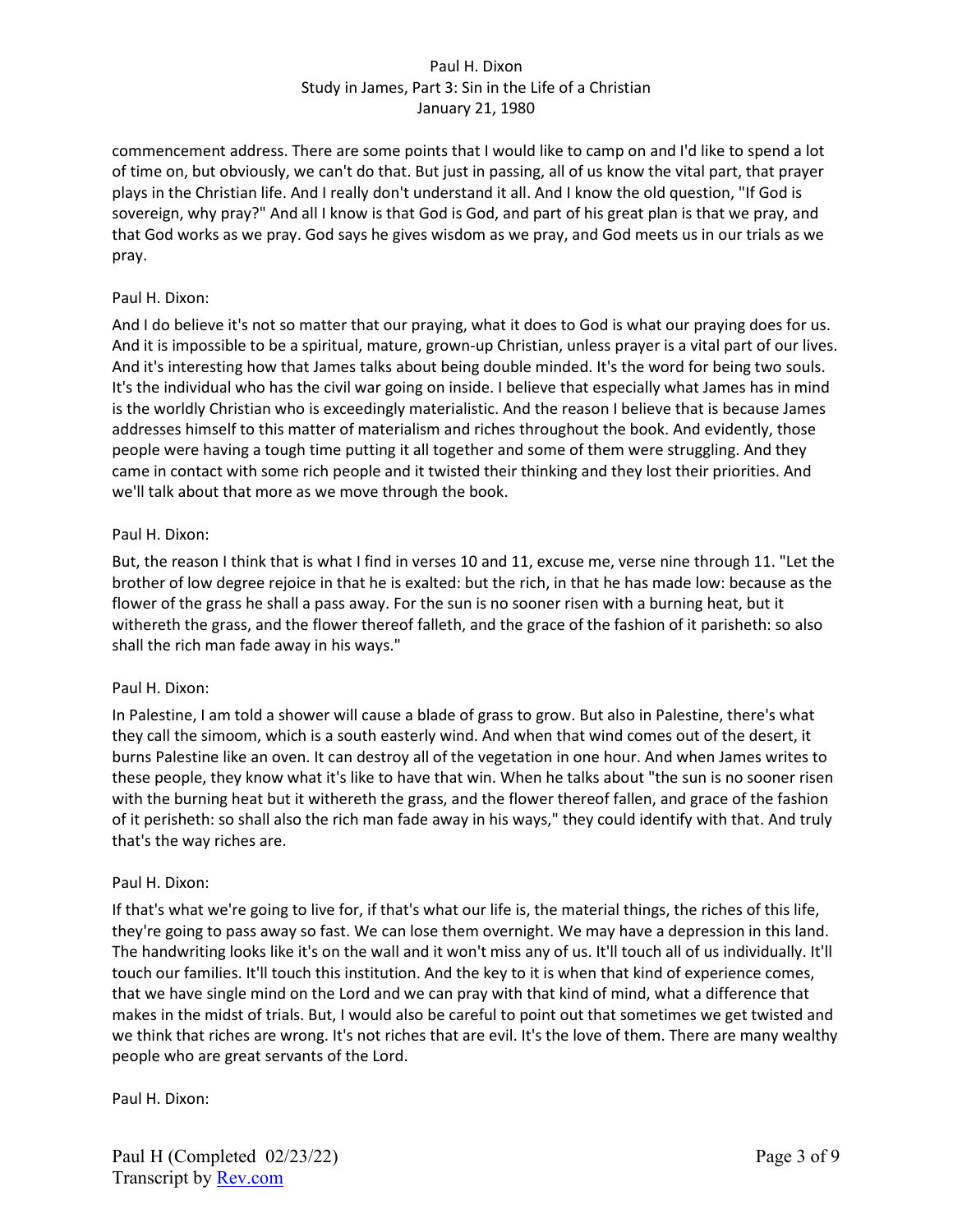commencement address. There are some points that I would like to camp on and I'd like to spend a lot of time on, but obviously, we can't do that. But just in passing, all of us know the vital part, that prayer plays in the Christian life. And I really don't understand it all. And I know the old question, "If God is sovereign, why pray?" And all I know is that God is God, and part of his great plan is that we pray, and that God works as we pray. God says he gives wisdom as we pray, and God meets us in our trials as we pray.

Paul H. Dixon:

And I do believe it's not so matter that our praying, what it does to God is what our praying does for us. And it is impossible to be a spiritual, mature, grown-up Christian, unless prayer is a vital part of our lives. And it's interesting how that James talks about being double minded. It's the word for being two souls. It's the individual who has the civil war going on inside. I believe that especially what James has in mind is the worldly Christian who is exceedingly materialistic. And the reason I believe that is because James addresses himself to this matter of materialism and riches throughout the book. And evidently, those people were having a tough time putting it all together and some of them were struggling. And they came in contact with some rich people and it twisted their thinking and they lost their priorities. And we'll talk about that more as we move through the book.

Paul H. Dixon:

But, the reason I think that is what I find in verses 10 and 11, excuse me, verse nine through 11. "Let the brother of low degree rejoice in that he is exalted: but the rich, in that he has made low: because as the flower of the grass he shall a pass away. For the sun is no sooner risen with a burning heat, but it withereth the grass, and the flower thereof falleth, and the grace of the fashion of it parisheth: so also shall the rich man fade away in his ways."

Paul H. Dixon:

In Palestine, I am told a shower will cause a blade of grass to grow. But also in Palestine, there's what they call the simoom, which is a south easterly wind. And when that wind comes out of the desert, it burns Palestine like an oven. It can destroy all of the vegetation in one hour. And when James writes to these people, they know what it's like to have that win. When he talks about "the sun is no sooner risen with the burning heat but it withereth the grass, and the flower thereof fallen, and grace of the fashion of it perisheth: so shall also the rich man fade away in his ways," they could identify with that. And truly that's the way riches are.

Paul H. Dixon:

If that's what we're going to live for, if that's what our life is, the material things, the riches of this life, they're going to pass away so fast. We can lose them overnight. We may have a depression in this land. The handwriting looks like it's on the wall and it won't miss any of us. It'll touch all of us individually. It'll touch our families. It'll touch this institution. And the key to it is when that kind of experience comes, that we have single mind on the Lord and we can pray with that kind of mind, what a difference that makes in the midst of trials. But, I would also be careful to point out that sometimes we get twisted and we think that riches are wrong. It's not riches that are evil. It's the love of them. There are many wealthy people who are great servants of the Lord.

Paul H. Dixon: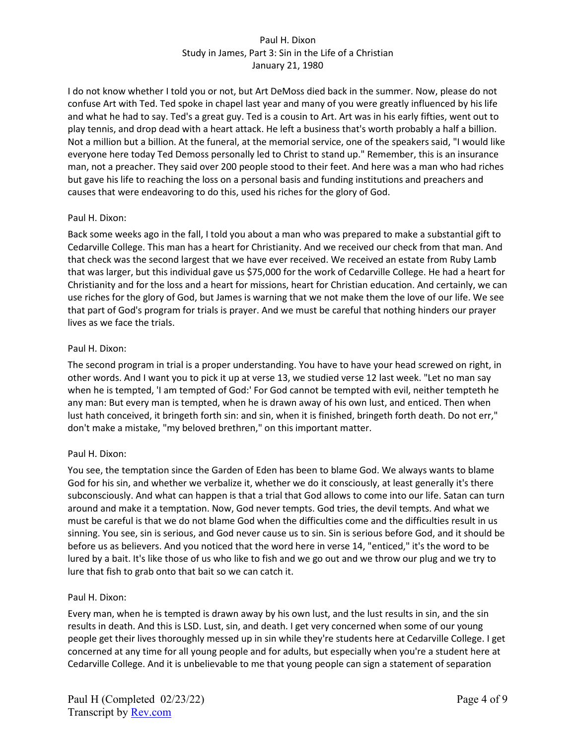I do not know whether I told you or not, but Art DeMoss died back in the summer. Now, please do not confuse Art with Ted. Ted spoke in chapel last year and many of you were greatly influenced by his life and what he had to say. Ted's a great guy. Ted is a cousin to Art. Art was in his early fifties, went out to play tennis, and drop dead with a heart attack. He left a business that's worth probably a half a billion. Not a million but a billion. At the funeral, at the memorial service, one of the speakers said, "I would like everyone here today Ted Demoss personally led to Christ to stand up." Remember, this is an insurance man, not a preacher. They said over 200 people stood to their feet. And here was a man who had riches but gave his life to reaching the loss on a personal basis and funding institutions and preachers and causes that were endeavoring to do this, used his riches for the glory of God.

Paul H. Dixon:

Back some weeks ago in the fall, I told you about a man who was prepared to make a substantial gift to Cedarville College. This man has a heart for Christianity. And we received our check from that man. And that check was the second largest that we have ever received. We received an estate from Ruby Lamb that was larger, but this individual gave us $75,000 for the work of Cedarville College. He had a heart for Christianity and for the loss and a heart for missions, heart for Christian education. And certainly, we can use riches for the glory of God, but James is warning that we not make them the love of our life. We see that part of God's program for trials is prayer. And we must be careful that nothing hinders our prayer lives as we face the trials.

Paul H. Dixon:

The second program in trial is a proper understanding. You have to have your head screwed on right, in other words. And I want you to pick it up at verse 13, we studied verse 12 last week. "Let no man say when he is tempted, 'I am tempted of God:' For God cannot be tempted with evil, neither tempteth he any man: But every man is tempted, when he is drawn away of his own lust, and enticed. Then when lust hath conceived, it bringeth forth sin: and sin, when it is finished, bringeth forth death. Do not err," don't make a mistake, "my beloved brethren," on this important matter.

Paul H. Dixon:

You see, the temptation since the Garden of Eden has been to blame God. We always wants to blame God for his sin, and whether we verbalize it, whether we do it consciously, at least generally it's there subconsciously. And what can happen is that a trial that God allows to come into our life. Satan can turn around and make it a temptation. Now, God never tempts. God tries, the devil tempts. And what we must be careful is that we do not blame God when the difficulties come and the difficulties result in us sinning. You see, sin is serious, and God never cause us to sin. Sin is serious before God, and it should be before us as believers. And you noticed that the word here in verse 14, "enticed," it's the word to be lured by a bait. It's like those of us who like to fish and we go out and we throw our plug and we try to lure that fish to grab onto that bait so we can catch it.

Paul H. Dixon:

Every man, when he is tempted is drawn away by his own lust, and the lust results in sin, and the sin results in death. And this is LSD. Lust, sin, and death. I get very concerned when some of our young people get their lives thoroughly messed up in sin while they're students here at Cedarville College. I get concerned at any time for all young people and for adults, but especially when you're a student here at Cedarville College. And it is unbelievable to me that young people can sign a statement of separation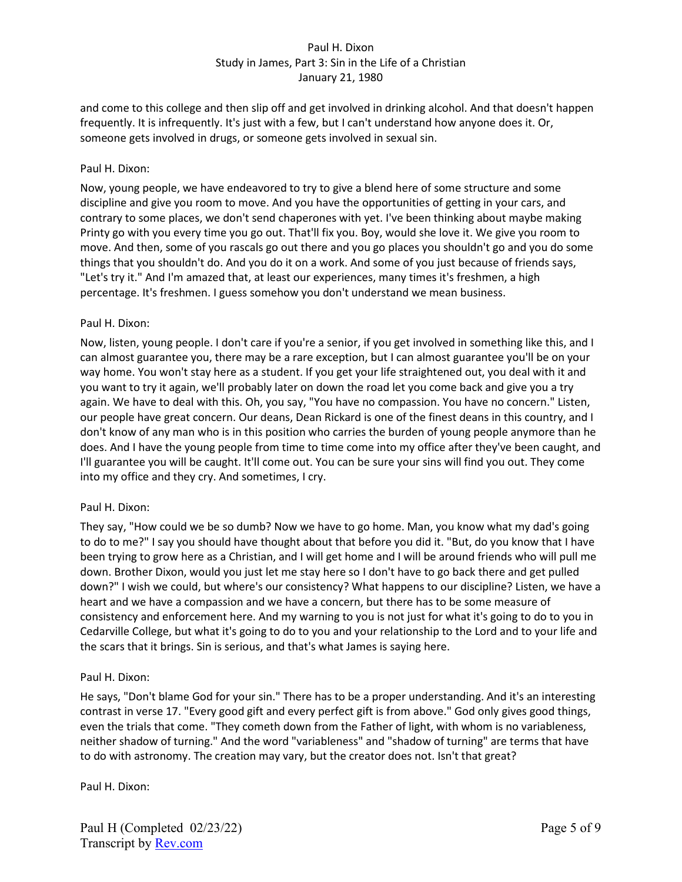and come to this college and then slip off and get involved in drinking alcohol. And that doesn't happen frequently. It is infrequently. It's just with a few, but I can't understand how anyone does it. Or, someone gets involved in drugs, or someone gets involved in sexual sin.

Paul H. Dixon:

Now, young people, we have endeavored to try to give a blend here of some structure and some discipline and give you room to move. And you have the opportunities of getting in your cars, and contrary to some places, we don't send chaperones with yet. I've been thinking about maybe making Printy go with you every time you go out. That'll fix you. Boy, would she love it. We give you room to move. And then, some of you rascals go out there and you go places you shouldn't go and you do some things that you shouldn't do. And you do it on a work. And some of you just because of friends says, "Let's try it." And I'm amazed that, at least our experiences, many times it's freshmen, a high percentage. It's freshmen. I guess somehow you don't understand we mean business.

Paul H. Dixon:

Now, listen, young people. I don't care if you're a senior, if you get involved in something like this, and I can almost guarantee you, there may be a rare exception, but I can almost guarantee you'll be on your way home. You won't stay here as a student. If you get your life straightened out, you deal with it and you want to try it again, we'll probably later on down the road let you come back and give you a try again. We have to deal with this. Oh, you say, "You have no compassion. You have no concern." Listen, our people have great concern. Our deans, Dean Rickard is one of the finest deans in this country, and I don't know of any man who is in this position who carries the burden of young people anymore than he does. And I have the young people from time to time come into my office after they've been caught, and I'll guarantee you will be caught. It'll come out. You can be sure your sins will find you out. They come into my office and they cry. And sometimes, I cry.

Paul H. Dixon:

They say, "How could we be so dumb? Now we have to go home. Man, you know what my dad's going to do to me?" I say you should have thought about that before you did it. "But, do you know that I have been trying to grow here as a Christian, and I will get home and I will be around friends who will pull me down. Brother Dixon, would you just let me stay here so I don't have to go back there and get pulled down?" I wish we could, but where's our consistency? What happens to our discipline? Listen, we have a heart and we have a compassion and we have a concern, but there has to be some measure of consistency and enforcement here. And my warning to you is not just for what it's going to do to you in Cedarville College, but what it's going to do to you and your relationship to the Lord and to your life and the scars that it brings. Sin is serious, and that's what James is saying here.

Paul H. Dixon:

He says, "Don't blame God for your sin." There has to be a proper understanding. And it's an interesting contrast in verse 17. "Every good gift and every perfect gift is from above." God only gives good things, even the trials that come. "They cometh down from the Father of light, with whom is no variableness, neither shadow of turning." And the word "variableness" and "shadow of turning" are terms that have to do with astronomy. The creation may vary, but the creator does not. Isn't that great?

Paul H. Dixon: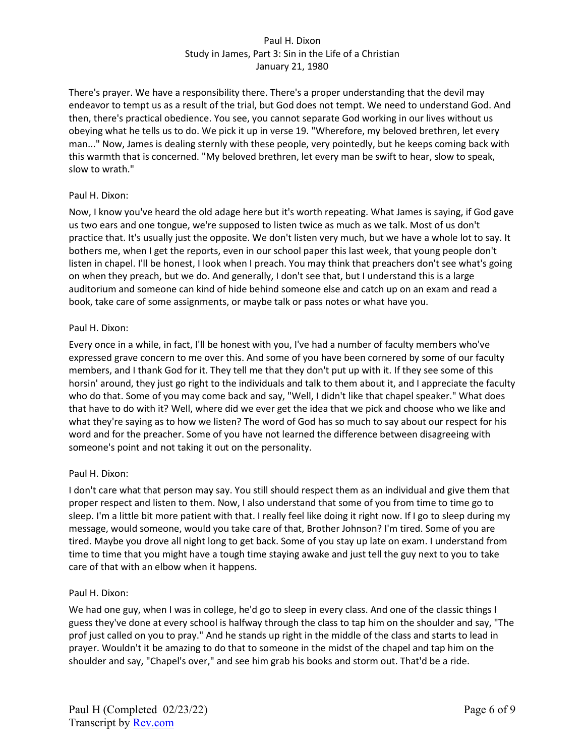There's prayer. We have a responsibility there. There's a proper understanding that the devil may endeavor to tempt us as a result of the trial, but God does not tempt. We need to understand God. And then, there's practical obedience. You see, you cannot separate God working in our lives without us obeying what he tells us to do. We pick it up in verse 19. "Wherefore, my beloved brethren, let every man..." Now, James is dealing sternly with these people, very pointedly, but he keeps coming back with this warmth that is concerned. "My beloved brethren, let every man be swift to hear, slow to speak, slow to wrath."

Paul H. Dixon:

Now, I know you've heard the old adage here but it's worth repeating. What James is saying, if God gave us two ears and one tongue, we're supposed to listen twice as much as we talk. Most of us don't practice that. It's usually just the opposite. We don't listen very much, but we have a whole lot to say. It bothers me, when I get the reports, even in our school paper this last week, that young people don't listen in chapel. I'll be honest, I look when I preach. You may think that preachers don't see what's going on when they preach, but we do. And generally, I don't see that, but I understand this is a large auditorium and someone can kind of hide behind someone else and catch up on an exam and read a book, take care of some assignments, or maybe talk or pass notes or what have you.

Paul H. Dixon:

Every once in a while, in fact, I'll be honest with you, I've had a number of faculty members who've expressed grave concern to me over this. And some of you have been cornered by some of our faculty members, and I thank God for it. They tell me that they don't put up with it. If they see some of this horsin' around, they just go right to the individuals and talk to them about it, and I appreciate the faculty who do that. Some of you may come back and say, "Well, I didn't like that chapel speaker." What does that have to do with it? Well, where did we ever get the idea that we pick and choose who we like and what they're saying as to how we listen? The word of God has so much to say about our respect for his word and for the preacher. Some of you have not learned the difference between disagreeing with someone's point and not taking it out on the personality.

Paul H. Dixon:

I don't care what that person may say. You still should respect them as an individual and give them that proper respect and listen to them. Now, I also understand that some of you from time to time go to sleep. I'm a little bit more patient with that. I really feel like doing it right now. If I go to sleep during my message, would someone, would you take care of that, Brother Johnson? I'm tired. Some of you are tired. Maybe you drove all night long to get back. Some of you stay up late on exam. I understand from time to time that you might have a tough time staying awake and just tell the guy next to you to take care of that with an elbow when it happens.

Paul H. Dixon:

We had one guy, when I was in college, he'd go to sleep in every class. And one of the classic things I guess they've done at every school is halfway through the class to tap him on the shoulder and say, "The prof just called on you to pray." And he stands up right in the middle of the class and starts to lead in prayer. Wouldn't it be amazing to do that to someone in the midst of the chapel and tap him on the shoulder and say, "Chapel's over," and see him grab his books and storm out. That'd be a ride.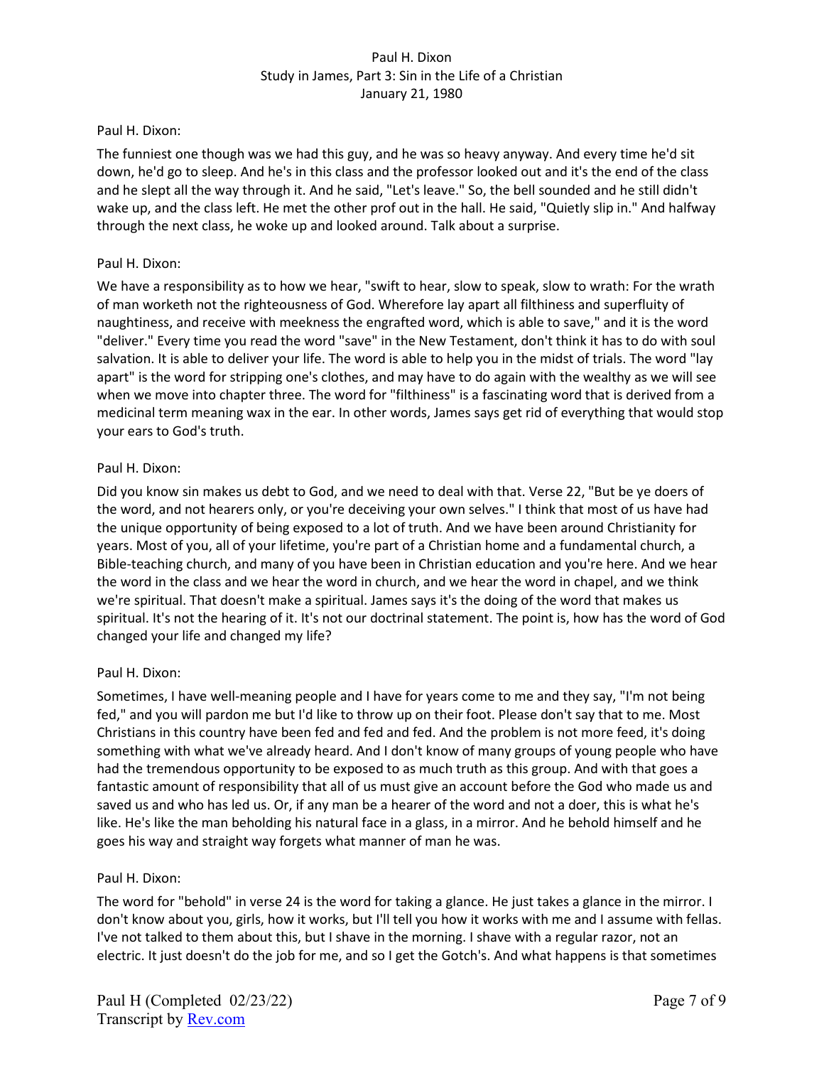Paul H. Dixon:

The funniest one though was we had this guy, and he was so heavy anyway. And every time he'd sit down, he'd go to sleep. And he's in this class and the professor looked out and it's the end of the class and he slept all the way through it. And he said, "Let's leave." So, the bell sounded and he still didn't wake up, and the class left. He met the other prof out in the hall. He said, "Quietly slip in." And halfway through the next class, he woke up and looked around. Talk about a surprise.

Paul H. Dixon:

We have a responsibility as to how we hear, "swift to hear, slow to speak, slow to wrath: For the wrath of man worketh not the righteousness of God. Wherefore lay apart all filthiness and superfluity of naughtiness, and receive with meekness the engrafted word, which is able to save," and it is the word "deliver." Every time you read the word "save" in the New Testament, don't think it has to do with soul salvation. It is able to deliver your life. The word is able to help you in the midst of trials. The word "lay apart" is the word for stripping one's clothes, and may have to do again with the wealthy as we will see when we move into chapter three. The word for "filthiness" is a fascinating word that is derived from a medicinal term meaning wax in the ear. In other words, James says get rid of everything that would stop your ears to God's truth.

Paul H. Dixon:

Did you know sin makes us debt to God, and we need to deal with that. Verse 22, "But be ye doers of the word, and not hearers only, or you're deceiving your own selves." I think that most of us have had the unique opportunity of being exposed to a lot of truth. And we have been around Christianity for years. Most of you, all of your lifetime, you're part of a Christian home and a fundamental church, a Bible-teaching church, and many of you have been in Christian education and you're here. And we hear the word in the class and we hear the word in church, and we hear the word in chapel, and we think we're spiritual. That doesn't make a spiritual. James says it's the doing of the word that makes us spiritual. It's not the hearing of it. It's not our doctrinal statement. The point is, how has the word of God changed your life and changed my life?

Paul H. Dixon:

Sometimes, I have well-meaning people and I have for years come to me and they say, "I'm not being fed," and you will pardon me but I'd like to throw up on their foot. Please don't say that to me. Most Christians in this country have been fed and fed and fed. And the problem is not more feed, it's doing something with what we've already heard. And I don't know of many groups of young people who have had the tremendous opportunity to be exposed to as much truth as this group. And with that goes a fantastic amount of responsibility that all of us must give an account before the God who made us and saved us and who has led us. Or, if any man be a hearer of the word and not a doer, this is what he's like. He's like the man beholding his natural face in a glass, in a mirror. And he behold himself and he goes his way and straight way forgets what manner of man he was.

Paul H. Dixon:

The word for "behold" in verse 24 is the word for taking a glance. He just takes a glance in the mirror. I don't know about you, girls, how it works, but I'll tell you how it works with me and I assume with fellas. I've not talked to them about this, but I shave in the morning. I shave with a regular razor, not an electric. It just doesn't do the job for me, and so I get the Gotch's. And what happens is that sometimes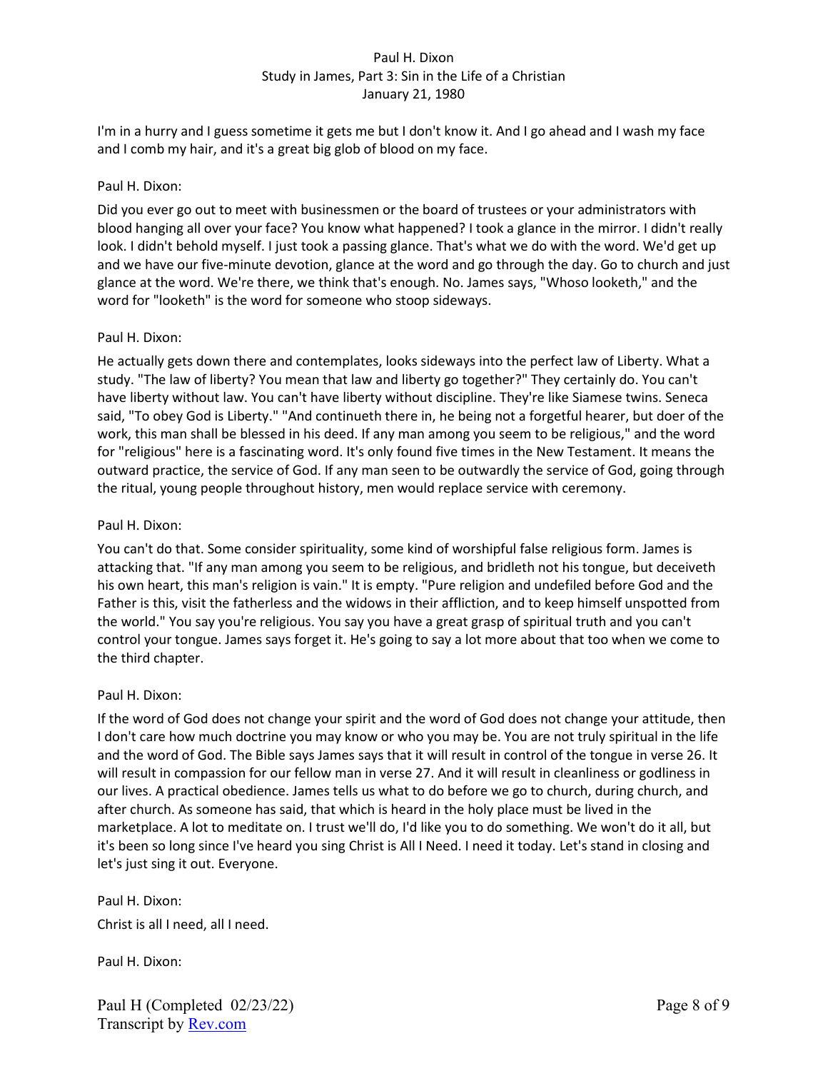I'm in a hurry and I guess sometime it gets me but I don't know it. And I go ahead and I wash my face and I comb my hair, and it's a great big glob of blood on my face.

Paul H. Dixon:

Did you ever go out to meet with businessmen or the board of trustees or your administrators with blood hanging all over your face? You know what happened? I took a glance in the mirror. I didn't really look. I didn't behold myself. I just took a passing glance. That's what we do with the word. We'd get up and we have our five-minute devotion, glance at the word and go through the day. Go to church and just glance at the word. We're there, we think that's enough. No. James says, "Whoso looketh," and the word for "looketh" is the word for someone who stoop sideways.

Paul H. Dixon:

He actually gets down there and contemplates, looks sideways into the perfect law of Liberty. What a study. "The law of liberty? You mean that law and liberty go together?" They certainly do. You can't have liberty without law. You can't have liberty without discipline. They're like Siamese twins. Seneca said, "To obey God is Liberty." "And continueth there in, he being not a forgetful hearer, but doer of the work, this man shall be blessed in his deed. If any man among you seem to be religious," and the word for "religious" here is a fascinating word. It's only found five times in the New Testament. It means the outward practice, the service of God. If any man seen to be outwardly the service of God, going through the ritual, young people throughout history, men would replace service with ceremony.

Paul H. Dixon:

You can't do that. Some consider spirituality, some kind of worshipful false religious form. James is attacking that. "If any man among you seem to be religious, and bridleth not his tongue, but deceiveth his own heart, this man's religion is vain." It is empty. "Pure religion and undefiled before God and the Father is this, visit the fatherless and the widows in their affliction, and to keep himself unspotted from the world." You say you're religious. You say you have a great grasp of spiritual truth and you can't control your tongue. James says forget it. He's going to say a lot more about that too when we come to the third chapter.

Paul H. Dixon:

If the word of God does not change your spirit and the word of God does not change your attitude, then I don't care how much doctrine you may know or who you may be. You are not truly spiritual in the life and the word of God. The Bible says James says that it will result in control of the tongue in verse 26. It will result in compassion for our fellow man in verse 27. And it will result in cleanliness or godliness in our lives. A practical obedience. James tells us what to do before we go to church, during church, and after church. As someone has said, that which is heard in the holy place must be lived in the marketplace. A lot to meditate on. I trust we'll do, I'd like you to do something. We won't do it all, but it's been so long since I've heard you sing Christ is All I Need. I need it today. Let's stand in closing and let's just sing it out. Everyone.

Paul H. Dixon:

Christ is all I need, all I need.

Paul H. Dixon: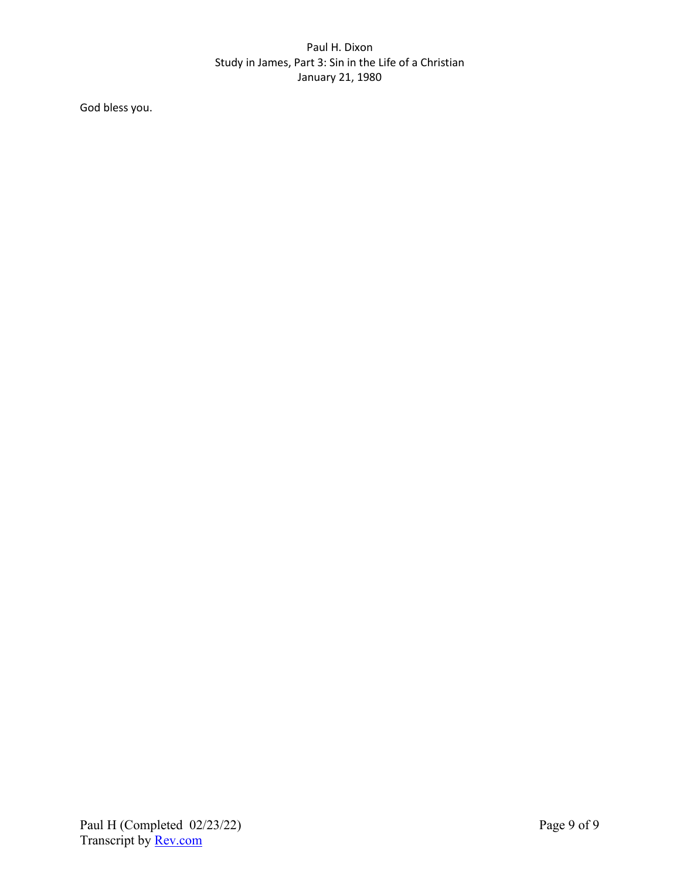God bless you.